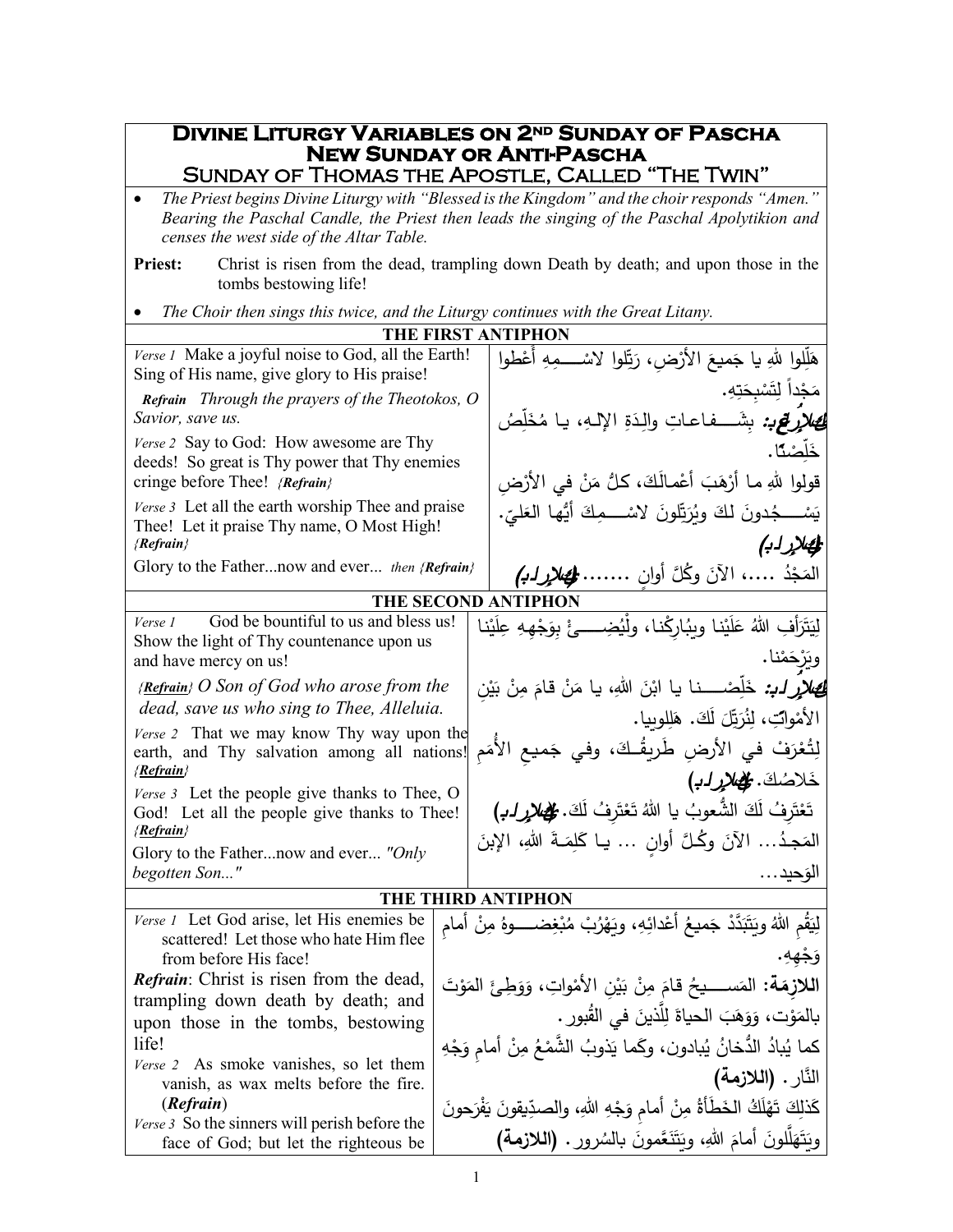# Divine Liturgy Variables on 2nd Sunday of Pascha
## New Sunday or Anti-Pascha
## Sunday of Thomas the Apostle, Called "The Twin"

- *The Priest begins Divine Liturgy with "Blessed is the Kingdom" and the choir responds "Amen." Bearing the Paschal Candle, the Priest then leads the singing of the Paschal Apolytikion and censes the west side of the Altar Table.*

**Priest:** Christ is risen from the dead, trampling down Death by death; and upon those in the tombs bestowing life!

- *The Choir then sings this twice, and the Liturgy continues with the Great Litany.*

### THE FIRST ANTIPHON

| | |
|---|---|
| *Verse 1* Make a joyful noise to God, all the Earth! Sing of His name, give glory to His praise! | هَلِّلوا للهِ يا جَميعَ الأَرْضِ، رَتِّلوا لاسْـــمِهِ أَعْطوا مَجْداً لِتَسْبِحَتِهِ. |
| ***Refrain*** *Through the prayers of the Theotokos, O Savior, save us.* | ***اللازمة:*** بِشَـــفاعاتِ والِدَةِ الإلـهِ، يا مُخَلِّصُ خَلِّصْنا. |
| *Verse 2* Say to God: How awesome are Thy deeds! So great is Thy power that Thy enemies cringe before Thee! *{Refrain}* | قولوا للهِ ما أرْهَبَ أَعْمالَكَ، كلُّ مَنْ في الأرْضِ |
| *Verse 3* Let all the earth worship Thee and praise Thee! Let it praise Thy name, O Most High! *{Refrain}* | يَسْـــجُدونَ لكَ ويُرَتِّلونَ لاسْـــمِكَ أيُّها العَليّ. ***(اللازمة)*** |
| Glory to the Father...now and ever... *then {Refrain}* | المَجْدُ ....، الآنَ وكُلَّ أوانٍ ....... ***(اللازمة)*** |

### THE SECOND ANTIPHON

| | |
|---|---|
| *Verse 1* God be bountiful to us and bless us! Show the light of Thy countenance upon us and have mercy on us! | لِيَتَرَأفِ اللهُ عَلَيْنا ويبُارِكْنا، ولْيُضِـــئْ بِوَجْهِهِ عِلَيْنا ويَرْحَمْنا. |
| *{**Refrain**} O Son of God who arose from the dead, save us who sing to Thee, Alleluia.* | ***اللازمة:*** خَلِّصْـــنا يا ابْنَ اللهِ، يا مَنْ قامَ مِنْ بَيْنِ الأمْواتِ، لِنُرَتِّلَ لَكَ. هَلِلويا. |
| *Verse 2* That we may know Thy way upon the earth, and Thy salvation among all nations! *{**Refrain**}* | لِتُعْرَفْ في الأرضِ طَريقُـكَ، وفي جَميعِ الأُمَمِ خَلاصُكَ. ***(اللازمة)*** |
| *Verse 3* Let the people give thanks to Thee, O God! Let all the people give thanks to Thee! *{**Refrain**}* | تَعْتَرِفُ لَكَ الشُّعوبُ يا اللهُ تَعْتَرِفُ لَكَ. ***(اللازمة)*** |
| Glory to the Father...now and ever... *"Only begotten Son..."* | المَجدُ... الآنَ وكُلَّ أوانٍ ... يـا كَلِمَـةَ اللهِ، الإبنَ الوَحيد... |

### THE THIRD ANTIPHON

| | |
|---|---|
| *Verse 1* Let God arise, let His enemies be scattered! Let those who hate Him flee from before His face! | لِيَقُمِ اللهُ ويَتَبَدَّدْ جَميعُ أعْدائِهِ، ويَهْرُبْ مُبْغِضـــوهُ مِنْ أمامِ وَجْهِهِ. |
| ***Refrain***: Christ is risen from the dead, trampling down death by death; and upon those in the tombs, bestowing life! | **اللازمة:** المَســـيحُ قامَ مِنْ بَيْنِ الأمْواتِ، وَوَطِئَ المَوْتَ بالمَوْت، وَوَهَبَ الحياةَ لِلَّذينَ في القُبور. |
| *Verse 2* As smoke vanishes, so let them vanish, as wax melts before the fire. (***Refrain***) | كما يُبادُ الدُّخانُ يُبادون، وكَما يَذوبُ الشَّمْعُ مِنْ أمامِ وَجْهِ النَّار. **(اللازمة)** |
| *Verse 3* So the sinners will perish before the face of God; but let the righteous be | كَذلِكَ تَهْلَكُ الخَطَأةُ مِنْ أمامِ وَجْهِ اللهِ، والصدِّيقونَ يَفْرَحونَ ويَتَهَلَّلونَ أمامَ اللهِ، ويَتَنَعَّمونَ بالسُرور. **(اللازمة)** |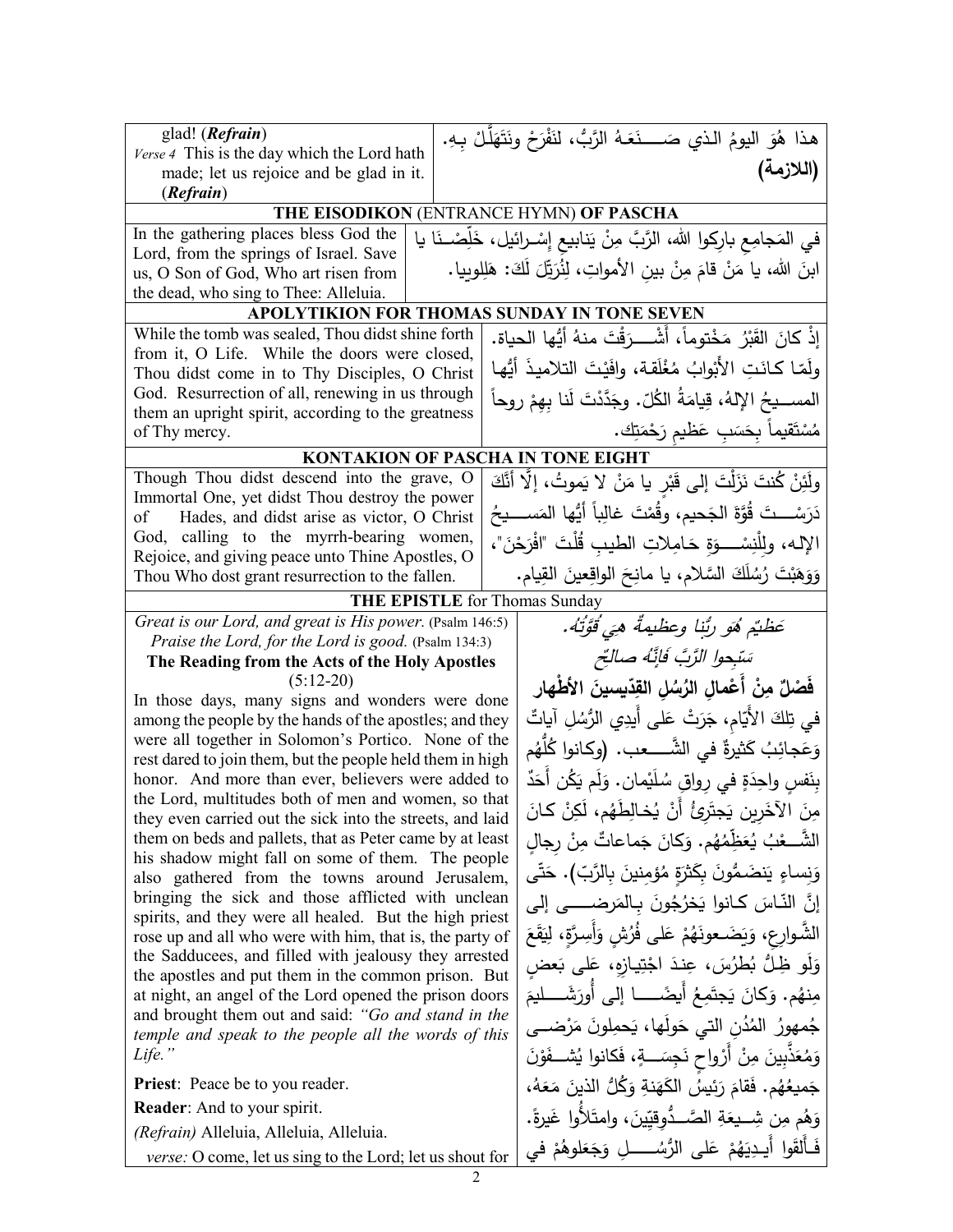| | |
|---|---|
| glad! (***Refrain***) *Verse 4* This is the day which the Lord hath made; let us rejoice and be glad in it. (***Refrain***) | هذا هُوَ اليومُ الذي صَنَعَهُ الرَّبُّ، لنَفْرَحْ ونَتَهَلَّلْ بِهِ. **(اللازمة)** |

**THE EISODIKON** (ENTRANCE HYMN) **OF PASCHA**

| | |
|---|---|
| In the gathering places bless God the Lord, from the springs of Israel. Save us, O Son of God, Who art risen from the dead, who sing to Thee: Alleluia. | في المَجامِعِ بارِكوا اللهَ، الرَّبَّ مِنْ يَنابيعِ إسْرائيل، خَلِّصْنَا يا ابنَ اللهِ، يا مَنْ قامَ مِنْ بينِ الأمواتِ، لِنُرَتِّلَ لَكَ: هَلِلويا. |

**APOLYTIKION FOR THOMAS SUNDAY IN TONE SEVEN**

| | |
|---|---|
| While the tomb was sealed, Thou didst shine forth from it, O Life. While the doors were closed, Thou didst come in to Thy Disciples, O Christ God. Resurrection of all, renewing in us through them an upright spirit, according to the greatness of Thy mercy. | إذْ كانَ القَبْرُ مَخْتوماً، أَشْرَقْتَ منهُ أيُّها الحياة. ولَمّا كانَتِ الأَبْوابُ مُغْلَقة، وافَيْتَ التلاميذَ أيُّها المسيحُ الإلهُ، قِيامَةُ الكُلّ. وجَدَّدْتَ لَنا بِهِمْ روحاً مُسْتَقيماً بِحَسَبِ عَظيمِ رَحْمَتِك. |

**KONTAKION OF PASCHA IN TONE EIGHT**

| | |
|---|---|
| Though Thou didst descend into the grave, O Immortal One, yet didst Thou destroy the power of Hades, and didst arise as victor, O Christ God, calling to the myrrh-bearing women, Rejoice, and giving peace unto Thine Apostles, O Thou Who dost grant resurrection to the fallen. | ولَئِنْ كُنتَ نَزَلْتَ إلى قَبْرٍ يا مَنْ لا يَموتُ، إلَّا أنَّكَ دَرَسْتَ قُوَّةَ الجَحيم، وقُمْتَ غالِباً أيُّها المَسيحُ الإله، ولِلْنِسْوَةِ حَامِلاتِ الطيبِ قُلْتَ "افْرَحْنَ"، وَوَهَبْتَ رُسُلَكَ السَّلام، يا مانِحَ الواقِعينَ القِيام. |

**THE EPISTLE** for Thomas Sunday

| | |
|---|---|
| *Great is our Lord, and great is His power.* (Psalm 146:5)<br>*Praise the Lord, for the Lord is good.* (Psalm 134:3)<br>**The Reading from the Acts of the Holy Apostles** (5:12-20)<br>In those days, many signs and wonders were done among the people by the hands of the apostles; and they were all together in Solomon's Portico. None of the rest dared to join them, but the people held them in high honor. And more than ever, believers were added to the Lord, multitudes both of men and women, so that they even carried out the sick into the streets, and laid them on beds and pallets, that as Peter came by at least his shadow might fall on some of them. The people also gathered from the towns around Jerusalem, bringing the sick and those afflicted with unclean spirits, and they were all healed. But the high priest rose up and all who were with him, that is, the party of the Sadducees, and filled with jealousy they arrested the apostles and put them in the common prison. But at night, an angel of the Lord opened the prison doors and brought them out and said: *"Go and stand in the temple and speak to the people all the words of this Life."*<br><br>**Priest**: Peace be to you reader.<br>**Reader**: And to your spirit.<br>*(Refrain)* Alleluia, Alleluia, Alleluia.<br>*verse:* O come, let us sing to the Lord; let us shout for | *عَظيمٌ هُوَ ربُّنا وعظيمةٌ هِيَ قُوَّتُهُ.*<br>*سَبِّحوا الرَّبَّ فَإنَّهُ صالِحٌ*<br>**فَصْلٌ مِنْ أَعْمالِ الرُسُلِ القِدّيسينَ الأَطْهار**<br>في تِلكَ الأَيّامِ، جَرَتْ عَلى أَيدِي الرُّسُلِ آياتٌ وَعَجائِبُ كَثيرةٌ في الشَّعب. (وكانوا كُلُّهُم بِنَفسٍ واحِدَةٍ في رِواقِ سُلَيْمان. وَلَم يَكُن أَحَدٌ مِنَ الآخَرينَ يَجتَرِئُ أَنْ يُخالِطَهُم، لَكِنْ كانَ الشَّعْبُ يُعَظِّمُهُم. وَكانَ جَماعاتٌ مِنْ رِجالٍ وَنِساءٍ يَنضَمُّونَ بِكَثْرَةٍ مُؤمِنينَ بِالرَّبّ). حَتَّى إنَّ النّاسَ كانوا يَخرُجُونَ بِالمَرضى إلى الشَّوارِعِ، وَيَضَعونَهُمْ عَلى فُرُشٍ وَأَسِرَّةٍ، لِيَقَعَ وَلَو ظِلُّ بُطرُسَ، عِندَ اجْتِيازِهِ، عَلى بَعضٍ مِنهُم. وَكانَ يَجتَمِعُ أَيضًا إلى أُورَشَليمَ جُمهورُ المُدُنِ التي حَولَها، يَحمِلونَ مَرْضى وَمُعَذَّبينَ مِنْ أَرْواحٍ نَجِسَةٍ، فَكانوا يُشفَوْنَ جَميعُهُم. فَقامَ رَئيسُ الكَهَنةِ وَكُلُّ الذينَ مَعَهُ، وَهُم مِن شِيعَةِ الصَّدُّوقِيّينَ، وامتَلأُوا غَيرةً. فَأَلقَوا أَيدِيَهُمْ عَلى الرُّسُلِ وَجَعَلوهُمْ في |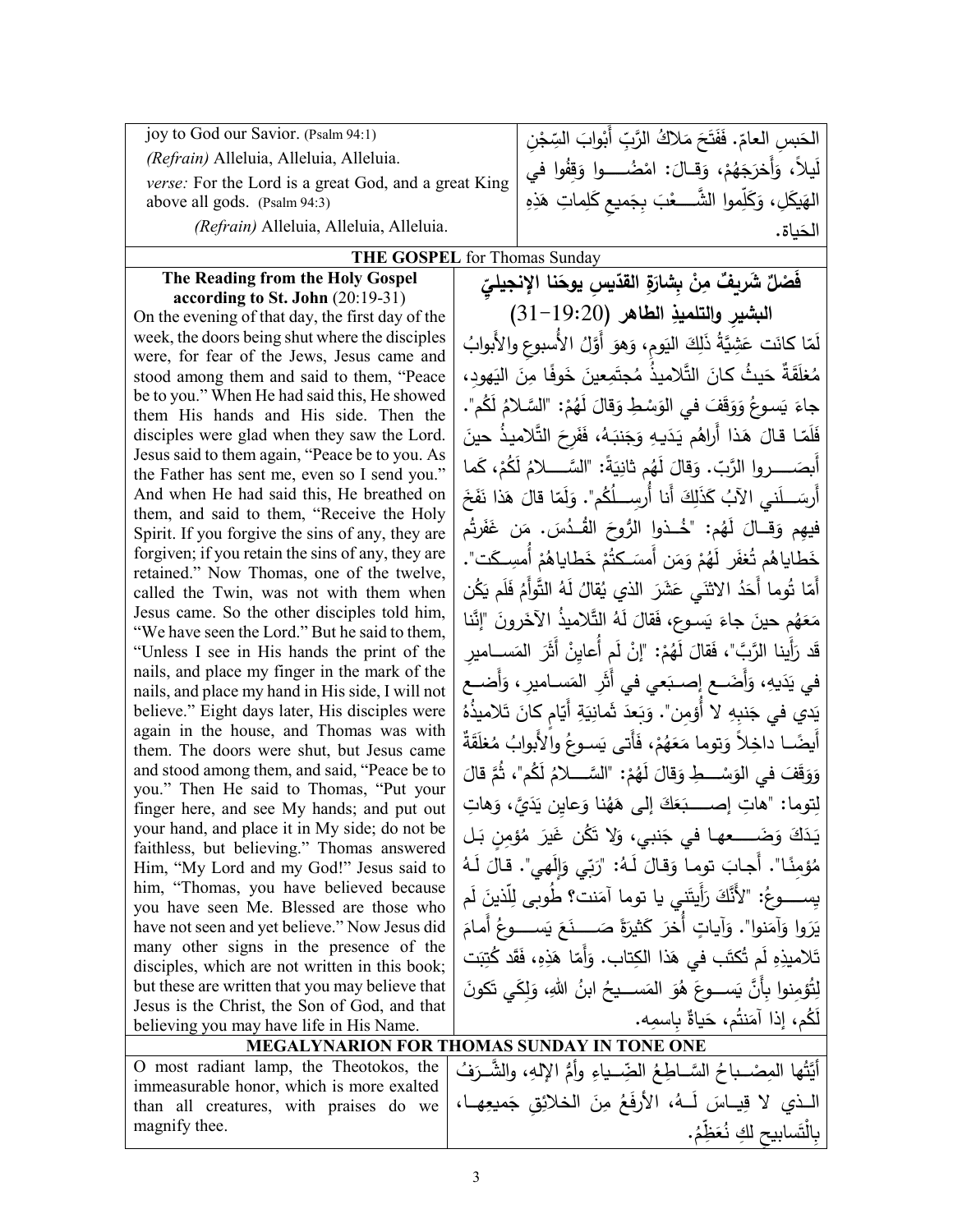| | |
|---|---|
| joy to God our Savior. (Psalm 94:1)<br>*(Refrain)* Alleluia, Alleluia, Alleluia.<br>*verse:* For the Lord is a great God, and a great King above all gods. (Psalm 94:3)<br>*(Refrain)* Alleluia, Alleluia, Alleluia. | الحَبسِ العامّ. فَفَتَحَ مَلاكُ الرَّبِّ أَبْوابَ السِّجْنِ لَيلاً، وَأَخرَجَهُمْ، وَقـالَ: امْضُـــوا وَقِفُوا في الهَيكَلِ، وَكَلِّموا الشَّـــعْبَ بِجَميعِ كَلِماتِ هَذِهِ الحَياة. |

**THE GOSPEL** for Thomas Sunday

| | |
|---|---|
| **The Reading from the Holy Gospel according to St. John** (20:19-31)<br>On the evening of that day, the first day of the week, the doors being shut where the disciples were, for fear of the Jews, Jesus came and stood among them and said to them, "Peace be to you." When He had said this, He showed them His hands and His side. Then the disciples were glad when they saw the Lord. Jesus said to them again, "Peace be to you. As the Father has sent me, even so I send you." And when He had said this, He breathed on them, and said to them, "Receive the Holy Spirit. If you forgive the sins of any, they are forgiven; if you retain the sins of any, they are retained." Now Thomas, one of the twelve, called the Twin, was not with them when Jesus came. So the other disciples told him, "We have seen the Lord." But he said to them, "Unless I see in His hands the print of the nails, and place my finger in the mark of the nails, and place my hand in His side, I will not believe." Eight days later, His disciples were again in the house, and Thomas was with them. The doors were shut, but Jesus came and stood among them, and said, "Peace be to you." Then He said to Thomas, "Put your finger here, and see My hands; and put out your hand, and place it in My side; do not be faithless, but believing." Thomas answered Him, "My Lord and my God!" Jesus said to him, "Thomas, you have believed because you have seen Me. Blessed are those who have not seen and yet believe." Now Jesus did many other signs in the presence of the disciples, which are not written in this book; but these are written that you may believe that Jesus is the Christ, the Son of God, and that believing you may have life in His Name. | **فَصْلٌ شَريفٌ مِنْ بِشارَةِ القدّيسِ يوحَنا الإنجيليّ البشيرِ والتلميذِ الطاهر** (20:19-31)<br>لَمّا كانَت عَشِيَّةُ ذَلِكَ اليَومِ، وَهوَ أَوَّلُ الأُسبوعِ والأَبوابُ مُغلَقَةٌ حَيثُ كانَ التَّلاميذُ مُجتَمِعينَ خَوفًا مِنَ اليَهود، جاءَ يَسوعُ وَوَقَفَ في الوَسْطِ وَقالَ لَهُمْ: "السَّلامُ لَكُم". فَلَمّا قالَ هَذا أَراهُم يَدَيهِ وَجَنبَهُ، فَفَرِحَ التَّلاميذُ حينَ أَبصَـــروا الرَّبّ. وَقالَ لَهُم ثانِيَةً: "السَّـــلامُ لَكُمْ، كَما أَرسَـــلَني الآبُ كَذَلِكَ أَنا أُرسِـــلُكُم". وَلَمّا قالَ هَذا نَفَخَ فيهِم وَقـالَ لَهُم: "خُـذوا الرُّوحَ القُـدُس. مَن غَفَرتُم خَطاياهُم تُغفَر لَهُمْ وَمَن أَمسَـكتُمْ خَطاياهُمْ أُمسِـكَت". أَمّا تُوما أَحَدُ الاثنَي عَشَرَ الذي يُقالُ لَهُ التَّوأَمُ فَلَم يَكُن مَعَهُم حينَ جاءَ يَسـوع، فَقالَ لَهُ التَّلاميذُ الآخَرونَ "إنَّنا قَد رَأَينا الرَّبَّ"، فَقالَ لَهُمْ: "إنْ لَم أُعايِنْ أَثَرَ المَسـامير في يَدَيهِ، وَأَضَـعْ إِصـبَعي في أَثَرِ المَسـامير، وَأَضَـعْ يَدي في جَنبِهِ لا أُؤمِن". وَبَعدَ ثَمانِيَةِ أَيّامٍ كانَ تَلاميذُهُ أَيضًـا داخِلاً وَتوما مَعَهُمْ، فَأَتى يَسـوعُ والأَبوابُ مُغلَقَةٌ وَوَقَفَ في الوَسْـطِ وَقالَ لَهُمْ: "السَّـلامُ لَكُم"، ثُمَّ قالَ لِتوما: "هاتِ إصـــبَعَكَ إلى هَهُنا وَعايِن يَدَيَّ، وَهاتِ يَدَكَ وَضَـــعها في جَنبي، وَلا تَكُن غَيرَ مُؤمِنٍ بَل مُؤمِنًا". أَجابَ توما وَقالَ لَـهُ: "رَبّي وَإِلَهي". قالَ لَـهُ يسـوعُ: "لأَنَّكَ رَأَيتَني يا توما آمَنت؟ طُوبى لِلّذينَ لَم يَرَوا وَآمَنوا". وَآياتٍ أُخَرَ كَثيرَةً صَــنَعَ يَســوعُ أَمامَ تَلاميذِهِ لَم تُكتَب في هَذا الكِتاب. وَأَمّا هَذِهِ، فَقَد كُتِبَت لِتُؤمِنوا بِأَنَّ يَسـوعَ هُوَ المَسـيحُ ابنُ اللهِ، وَلِكَي تَكونَ لَكُم، إذا آمَنتُم، حَياةٌ بِاسمِه. |

**MEGALYNARION FOR THOMAS SUNDAY IN TONE ONE**

| | |
|---|---|
| O most radiant lamp, the Theotokos, the immeasurable honor, which is more exalted than all creatures, with praises do we magnify thee. | أَيَّتُها المِصْـباحُ السَّـاطِعُ الضِّـياءِ وأمُّ الإلهِ، والشَّـرَفُ الـذي لا قِيـاسَ لَـهُ، الأرفَعُ مِنَ الخلائِقِ جَميعِهـا، بِالْتَسابيحِ لكِ نُعَظِّمُ. |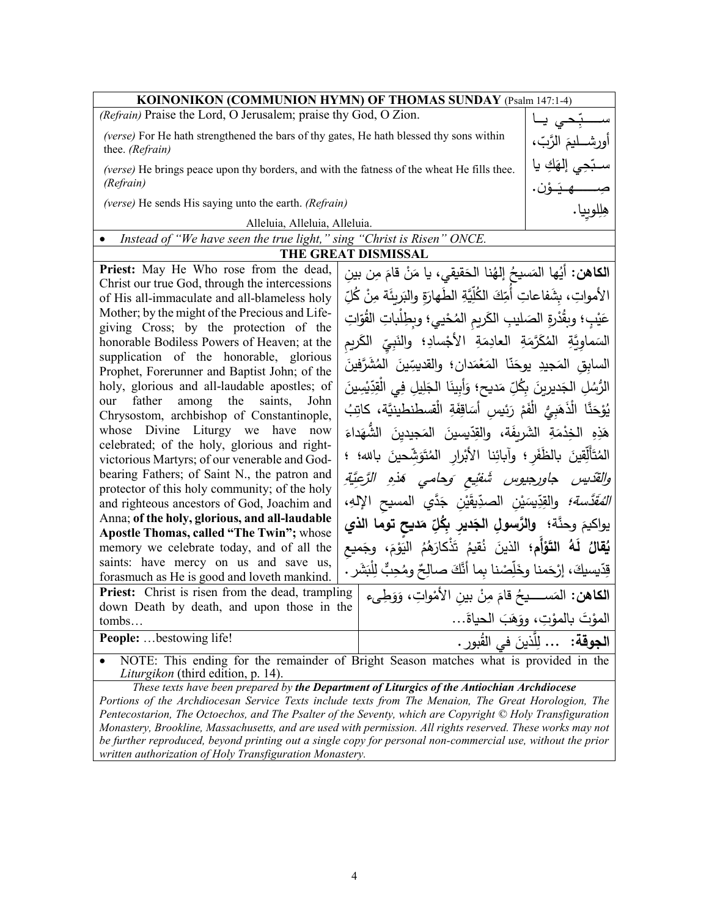| KOINONIKON (COMMUNION HYMN) OF THOMAS SUNDAY (Psalm 147:1-4) | |
|---|---|
| *(Refrain)* Praise the Lord, O Jerusalem; praise thy God, O Zion. *(verse)* For He hath strengthened the bars of thy gates, He hath blessed thy sons within thee. *(Refrain)* *(verse)* He brings peace upon thy borders, and with the fatness of the wheat He fills thee. *(Refrain)* *(verse)* He sends His saying unto the earth. *(Refrain)* Alleluia, Alleluia, Alleluia. | سبّحي يا أورشليمَ الرَّبّ، سبّحي إلهَكِ يا صِهيَوْن. هللويا. |

- *Instead of "We have seen the true light," sing "Christ is Risen" ONCE.*

**THE GREAT DISMISSAL**

| | |
|---|---|
| **Priest:** May He Who rose from the dead, Christ our true God, through the intercessions of His all-immaculate and all-blameless holy Mother; by the might of the Precious and Life-giving Cross; by the protection of the honorable Bodiless Powers of Heaven; at the supplication of the honorable, glorious Prophet, Forerunner and Baptist John; of the holy, glorious and all-laudable apostles; of our father among the saints, John Chrysostom, archbishop of Constantinople, whose Divine Liturgy we have now celebrated; of the holy, glorious and right-victorious Martyrs; of our venerable and God-bearing Fathers; of Saint N., the patron and protector of this holy community; of the holy and righteous ancestors of God, Joachim and Anna; **of the holy, glorious, and all-laudable Apostle Thomas, called "The Twin";** whose memory we celebrate today, and of all the saints: have mercy on us and save us, forasmuch as He is good and loveth mankind. | **الكاهن:** أيُها المَسيحُ إلهُنا الحَقيقي، يا مَنْ قامَ مِن بينِ الأمواتِ، بِشَفاعاتِ أُمِّكَ الكُلِّيَّةِ الطَهارَةِ والبَريئَة مِنْ كُلِّ عَيْبٍ؛ وبقُدْرةِ الصَليبِ الكَريمِ المُحْيي؛ وبِطِلْباتِ القُوّاتِ السَماويَّةِ المُكَرَّمَةِ العادِمَةِ الأجْسادِ؛ والنَبِيِّ الكَريمِ السابِقِ المَجيدِ يوحَنّا المَعْمَدان؛ والقديسّينَ المُشَرَّفينَ الرُّسُلِ الجَديرينَ بِكُلِّ مَديح؛ وَأبينَا الجَليلِ فِي الْقِدِّيْسينَ يُوْحَنَّا الْذَهَبِيُّ الْفَمْ رَئيسِ أَسَاقِفَةِ الْقسطنطينيَّة، كاتِبُ هَذِهِ الخِدْمَةِ الشَريفَة، والقِدّيسينَ المَجيدينَ الشُّهَداءَ المُتَألِّقينَ بالظَفَرِ؛ وآبائِنا الأبْرارِ المُتَوَشِّحينَ بالله؛ *والقدّيس جاورجيوس شَفيعِ وَحامي هَذهِ الرَّعِيَّةِ المُقَدَّسة؛* والقِدِّيسَيْنِ الصدِّيقَيْنِ جَدَّي المسيحِ الإلهِ، يواكيمَ وحنَّة؛ **والرَّسولِ الجَديرِ بِكُلِّ مَديحٍ توما الذي يُقالُ لَهُ التَوْأَم؛** الذينَ نُقيمُ تَذْكارَهُمُ اليَوْمَ، وجَميعِ قدّيسيكَ، إرْحَمنا وخَلِّصْنا بِما أنَّكَ صالِحٌ ومُحِبٌّ لِلْبَشَر. |
| **Priest:** Christ is risen from the dead, trampling down Death by death, and upon those in the tombs… | **الكاهن:** المَسيحُ قامَ مِنْ بينِ الأمْواتِ، ووَطِىءِ المَوْتَ بالمَوْتِ، ووَهَبَ الحياةَ… |
| **People:** …bestowing life! | **الجوقة:** … لِلَّذينَ في القُبور. |

- NOTE: This ending for the remainder of Bright Season matches what is provided in the *Liturgikon* (third edition, p. 14).

*These texts have been prepared by **the Department of Liturgics of the Antiochian Archdiocese***
*Portions of the Archdiocesan Service Texts include texts from The Menaion, The Great Horologion, The Pentecostarion, The Octoechos, and The Psalter of the Seventy, which are Copyright © Holy Transfiguration Monastery, Brookline, Massachusetts, and are used with permission. All rights reserved. These works may not be further reproduced, beyond printing out a single copy for personal non-commercial use, without the prior written authorization of Holy Transfiguration Monastery.*